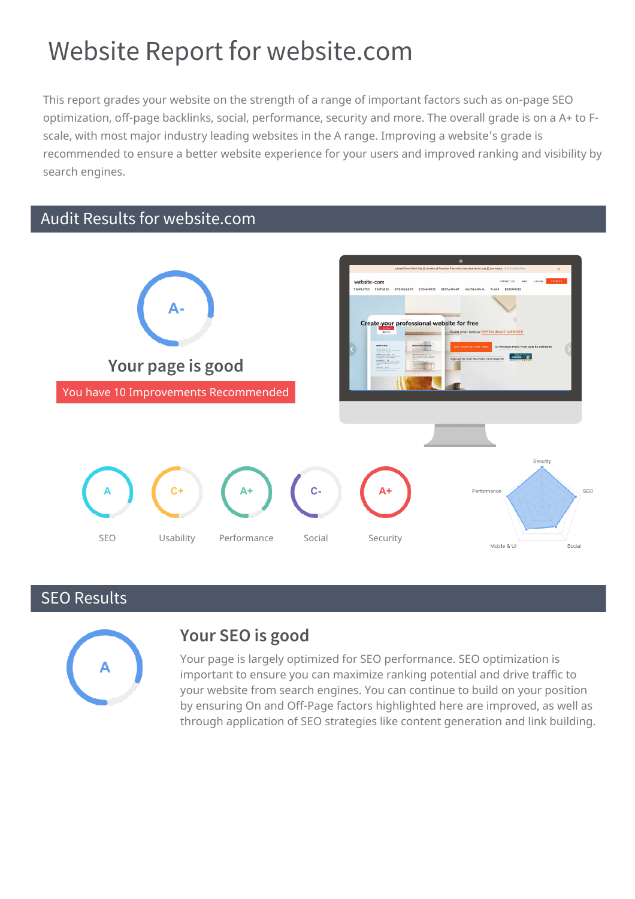# Website Report for website.com

This report grades your website on the strength of a range of important factors such as on-page SEO optimization, off-page backlinks, social, performance, security and more. The overall grade is on a A+ to F- scale, with most major industry leading websites in the A range. Improving a website's grade is recommended to ensure a better website experience for your users and improved ranking and visibility by search engines.

## Audit Results for website.com

A-

### Your page is good

You have 10 Improvements Recommended

| A | C+ | A+ | C- | A+ |
|---|---|---|---|---|
| SEO | Usability | Performance | Social | Security |

## SEO Results

A

### Your SEO is good

Your page is largely optimized for SEO performance. SEO optimization is important to ensure you can maximize ranking potential and drive traffic to your website from search engines. You can continue to build on your position by ensuring On and Off-Page factors highlighted here are improved, as well as through application of SEO strategies like content generation and link building.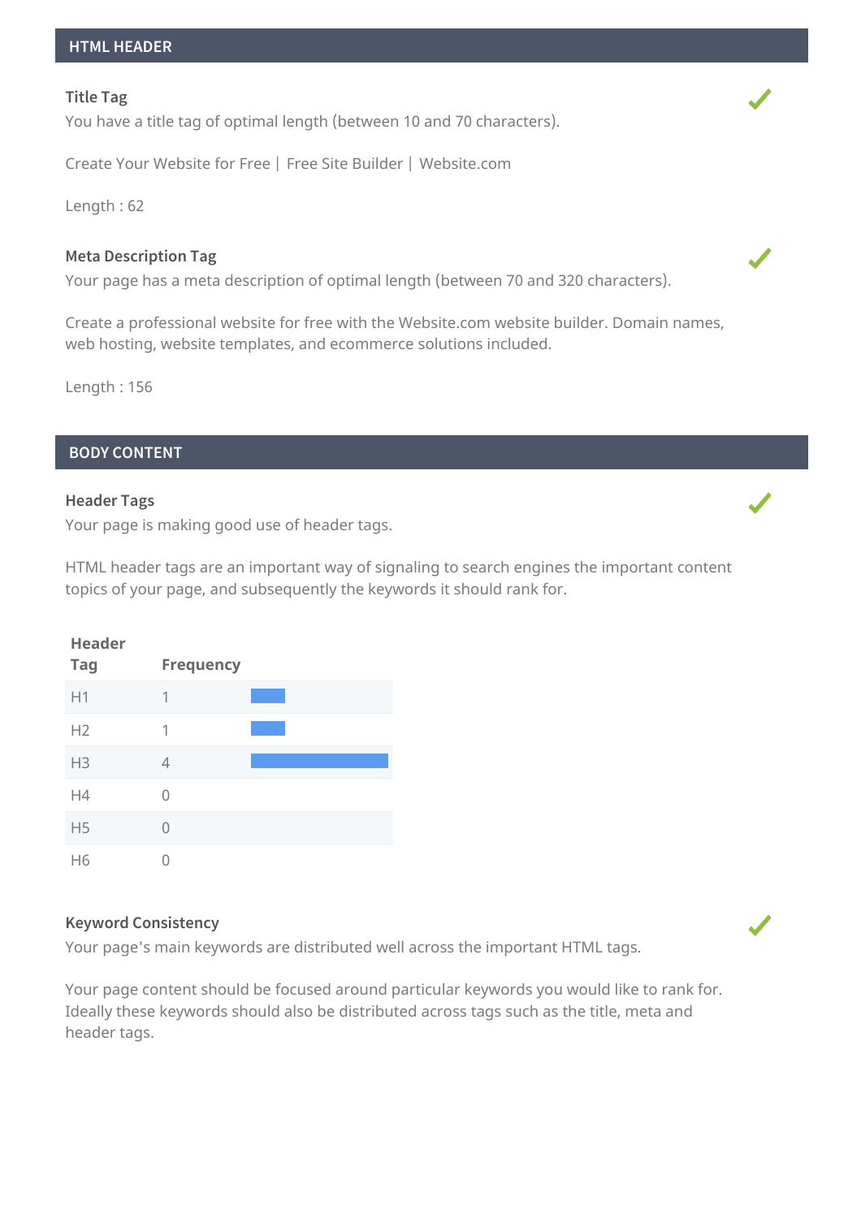## HTML HEADER

### Title Tag

You have a title tag of optimal length (between 10 and 70 characters).

Create Your Website for Free | Free Site Builder | Website.com

Length : 62

### Meta Description Tag

Your page has a meta description of optimal length (between 70 and 320 characters).

Create a professional website for free with the Website.com website builder. Domain names, web hosting, website templates, and ecommerce solutions included.

Length : 156

## BODY CONTENT

### Header Tags

Your page is making good use of header tags.

HTML header tags are an important way of signaling to search engines the important content topics of your page, and subsequently the keywords it should rank for.

| Header Tag | Frequency |
|---|---|
| H1 | 1 |
| H2 | 1 |
| H3 | 4 |
| H4 | 0 |
| H5 | 0 |
| H6 | 0 |

### Keyword Consistency

Your page's main keywords are distributed well across the important HTML tags.

Your page content should be focused around particular keywords you would like to rank for. Ideally these keywords should also be distributed across tags such as the title, meta and header tags.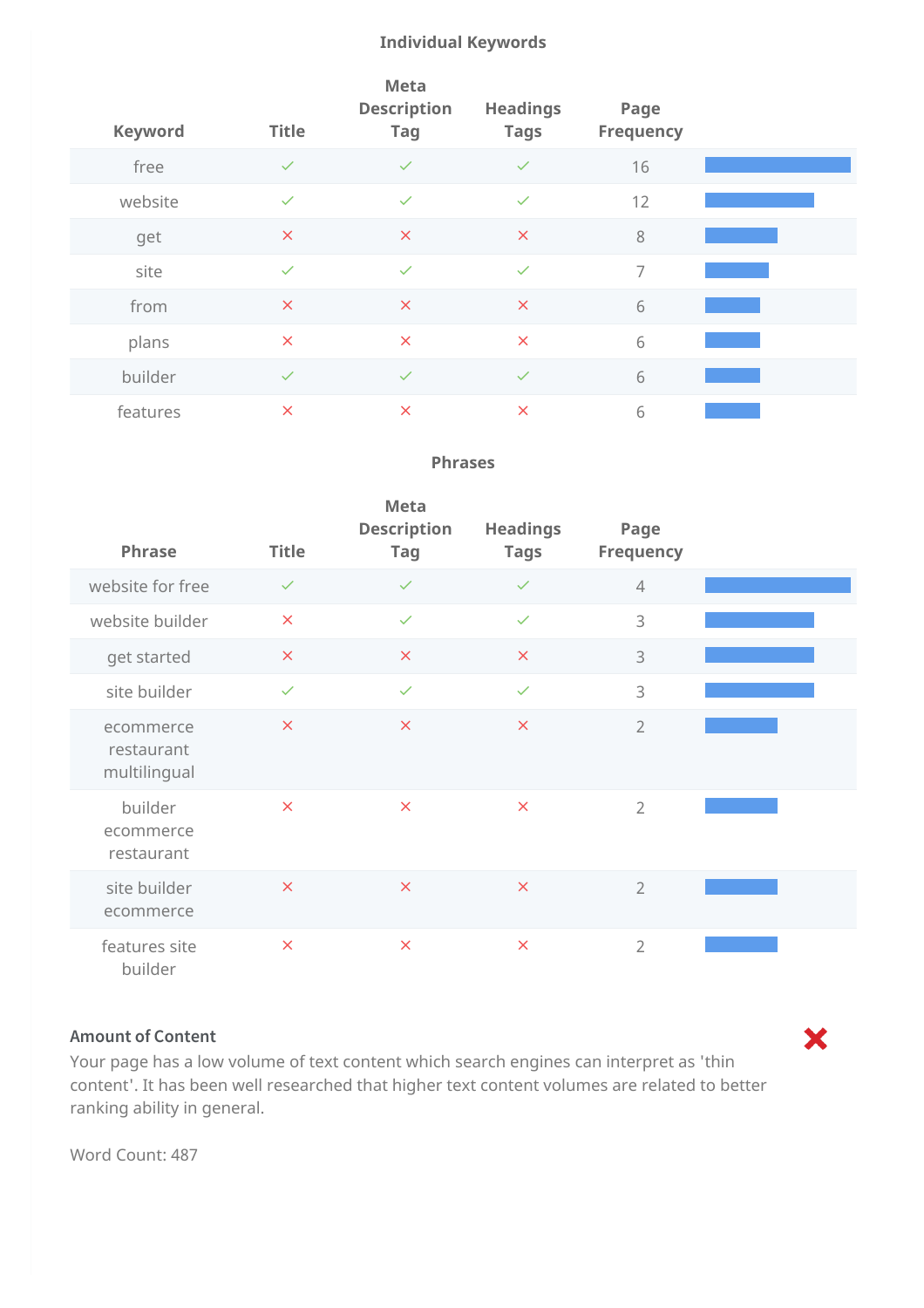### Individual Keywords

| Keyword | Title | Meta Description Tag | Headings Tags | Page Frequency |
|---|---|---|---|---|
| free | ✓ | ✓ | ✓ | 16 |
| website | ✓ | ✓ | ✓ | 12 |
| get | ✗ | ✗ | ✗ | 8 |
| site | ✓ | ✓ | ✓ | 7 |
| from | ✗ | ✗ | ✗ | 6 |
| plans | ✗ | ✗ | ✗ | 6 |
| builder | ✓ | ✓ | ✓ | 6 |
| features | ✗ | ✗ | ✗ | 6 |

### Phrases

| Phrase | Title | Meta Description Tag | Headings Tags | Page Frequency |
|---|---|---|---|---|
| website for free | ✓ | ✓ | ✓ | 4 |
| website builder | ✗ | ✓ | ✓ | 3 |
| get started | ✗ | ✗ | ✗ | 3 |
| site builder | ✓ | ✓ | ✓ | 3 |
| ecommerce restaurant multilingual | ✗ | ✗ | ✗ | 2 |
| builder ecommerce restaurant | ✗ | ✗ | ✗ | 2 |
| site builder ecommerce | ✗ | ✗ | ✗ | 2 |
| features site builder | ✗ | ✗ | ✗ | 2 |

**Amount of Content** ✗

Your page has a low volume of text content which search engines can interpret as 'thin content'. It has been well researched that higher text content volumes are related to better ranking ability in general.

Word Count: 487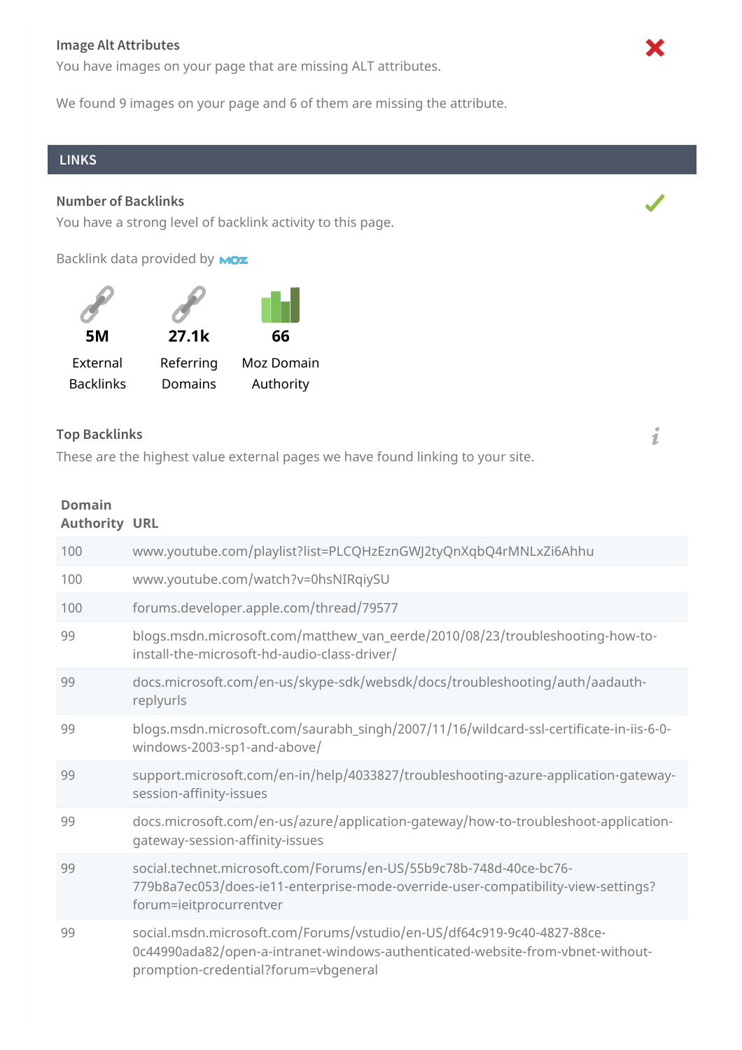### Image Alt Attributes

You have images on your page that are missing ALT attributes.

We found 9 images on your page and 6 of them are missing the attribute.

## LINKS

### Number of Backlinks

You have a strong level of backlink activity to this page.

Backlink data provided by MOZ

| 5M | 27.1k | 66 |
|---|---|---|
| External Backlinks | Referring Domains | Moz Domain Authority |

### Top Backlinks

These are the highest value external pages we have found linking to your site.

| Domain Authority | URL |
|---|---|
| 100 | www.youtube.com/playlist?list=PLCQHzEznGWJ2tyQnXqbQ4rMNLxZi6Ahhu |
| 100 | www.youtube.com/watch?v=0hsNIRqiySU |
| 100 | forums.developer.apple.com/thread/79577 |
| 99 | blogs.msdn.microsoft.com/matthew_van_eerde/2010/08/23/troubleshooting-how-to-install-the-microsoft-hd-audio-class-driver/ |
| 99 | docs.microsoft.com/en-us/skype-sdk/websdk/docs/troubleshooting/auth/aadauth-replyurls |
| 99 | blogs.msdn.microsoft.com/saurabh_singh/2007/11/16/wildcard-ssl-certificate-in-iis-6-0-windows-2003-sp1-and-above/ |
| 99 | support.microsoft.com/en-in/help/4033827/troubleshooting-azure-application-gateway-session-affinity-issues |
| 99 | docs.microsoft.com/en-us/azure/application-gateway/how-to-troubleshoot-application-gateway-session-affinity-issues |
| 99 | social.technet.microsoft.com/Forums/en-US/55b9c78b-748d-40ce-bc76-779b8a7ec053/does-ie11-enterprise-mode-override-user-compatibility-view-settings?forum=ieitprocurrentver |
| 99 | social.msdn.microsoft.com/Forums/vstudio/en-US/df64c919-9c40-4827-88ce-0c44990ada82/open-a-intranet-windows-authenticated-website-from-vbnet-without-promption-credential?forum=vbgeneral |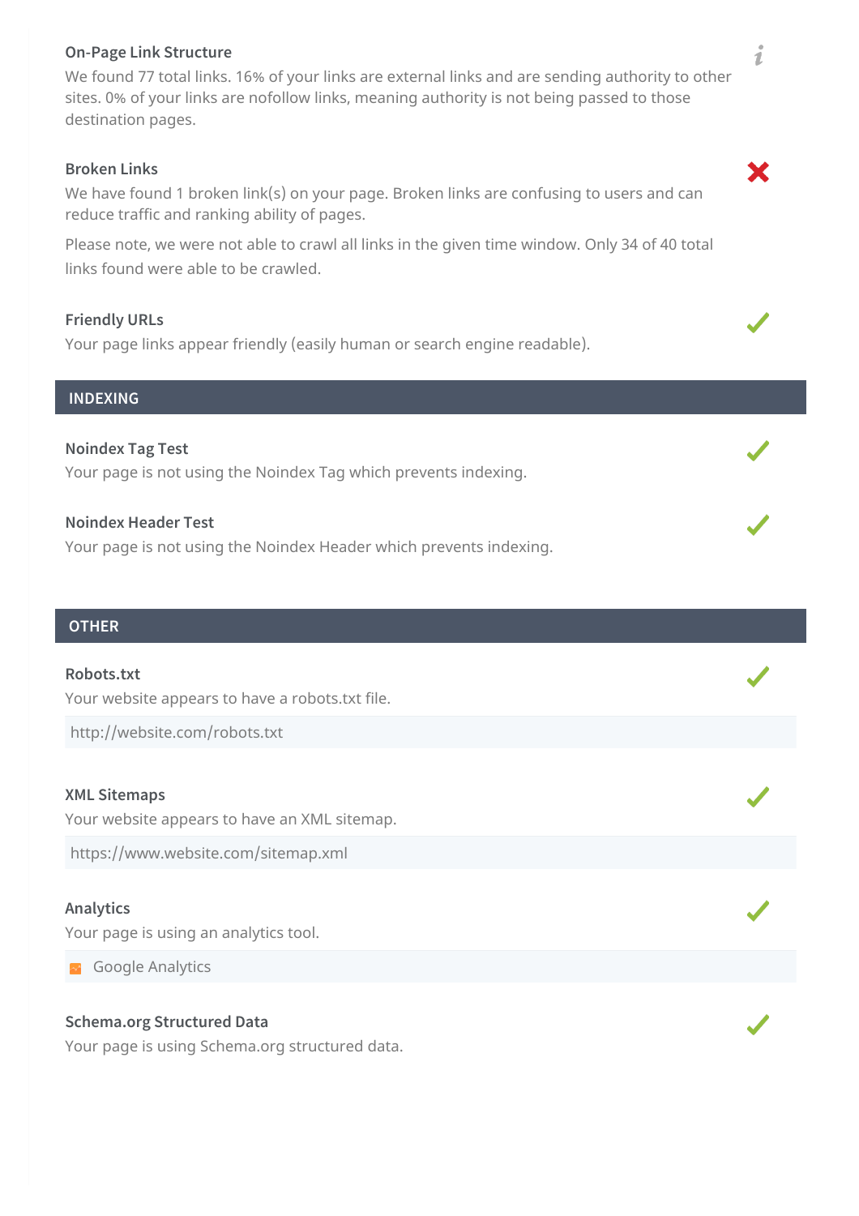### On-Page Link Structure

We found 77 total links. 16% of your links are external links and are sending authority to other sites. 0% of your links are nofollow links, meaning authority is not being passed to those destination pages.

### Broken Links

We have found 1 broken link(s) on your page. Broken links are confusing to users and can reduce traffic and ranking ability of pages.

Please note, we were not able to crawl all links in the given time window. Only 34 of 40 total links found were able to be crawled.

### Friendly URLs

Your page links appear friendly (easily human or search engine readable).

## INDEXING

### Noindex Tag Test

Your page is not using the Noindex Tag which prevents indexing.

### Noindex Header Test

Your page is not using the Noindex Header which prevents indexing.

## OTHER

### Robots.txt

Your website appears to have a robots.txt file.

http://website.com/robots.txt

### XML Sitemaps

Your website appears to have an XML sitemap.

https://www.website.com/sitemap.xml

### Analytics

Your page is using an analytics tool.

Google Analytics

### Schema.org Structured Data

Your page is using Schema.org structured data.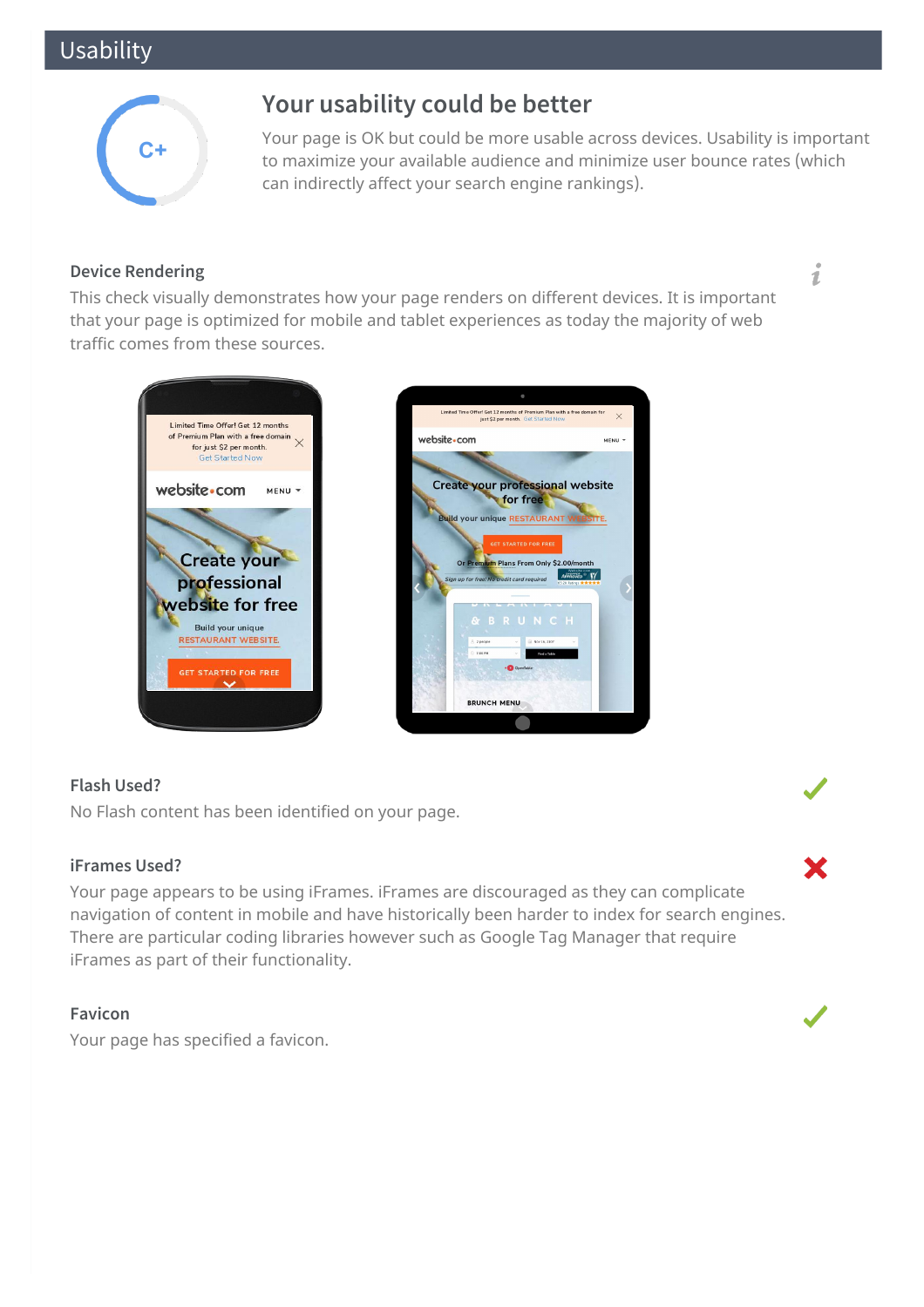## Usability

C+

### Your usability could be better

Your page is OK but could be more usable across devices. Usability is important to maximize your available audience and minimize user bounce rates (which can indirectly affect your search engine rankings).

#### Device Rendering

This check visually demonstrates how your page renders on different devices. It is important that your page is optimized for mobile and tablet experiences as today the majority of web traffic comes from these sources.

#### Flash Used?

No Flash content has been identified on your page.

#### iFrames Used?

Your page appears to be using iFrames. iFrames are discouraged as they can complicate navigation of content in mobile and have historically been harder to index for search engines. There are particular coding libraries however such as Google Tag Manager that require iFrames as part of their functionality.

#### Favicon

Your page has specified a favicon.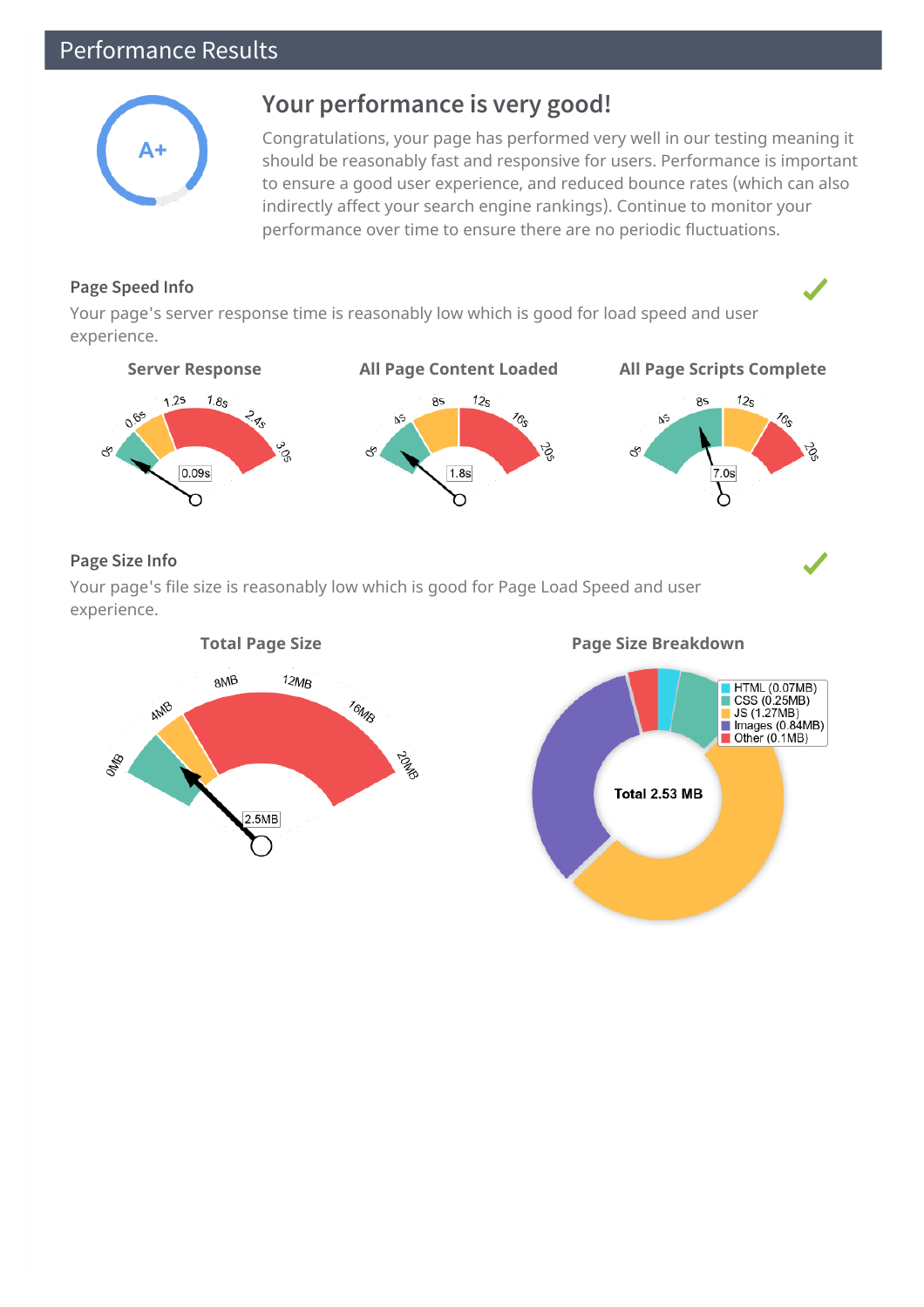## Performance Results

A+

### Your performance is very good!

Congratulations, your page has performed very well in our testing meaning it should be reasonably fast and responsive for users. Performance is important to ensure a good user experience, and reduced bounce rates (which can also indirectly affect your search engine rankings). Continue to monitor your performance over time to ensure there are no periodic fluctuations.

#### Page Speed Info

Your page's server response time is reasonably low which is good for load speed and user experience.

**Server Response**

0s 0.6s 1.2s 1.8s 2.4s 3.0s

0.09s

**All Page Content Loaded**

0s 4s 8s 12s 16s 20s

1.8s

**All Page Scripts Complete**

0s 4s 8s 12s 16s 20s

7.0s

#### Page Size Info

Your page's file size is reasonably low which is good for Page Load Speed and user experience.

**Total Page Size**

0MB 4MB 8MB 12MB 16MB 20MB

2.5MB

**Page Size Breakdown**

- HTML (0.07MB)
- CSS (0.25MB)
- JS (1.27MB)
- Images (0.84MB)
- Other (0.1MB)

Total 2.53 MB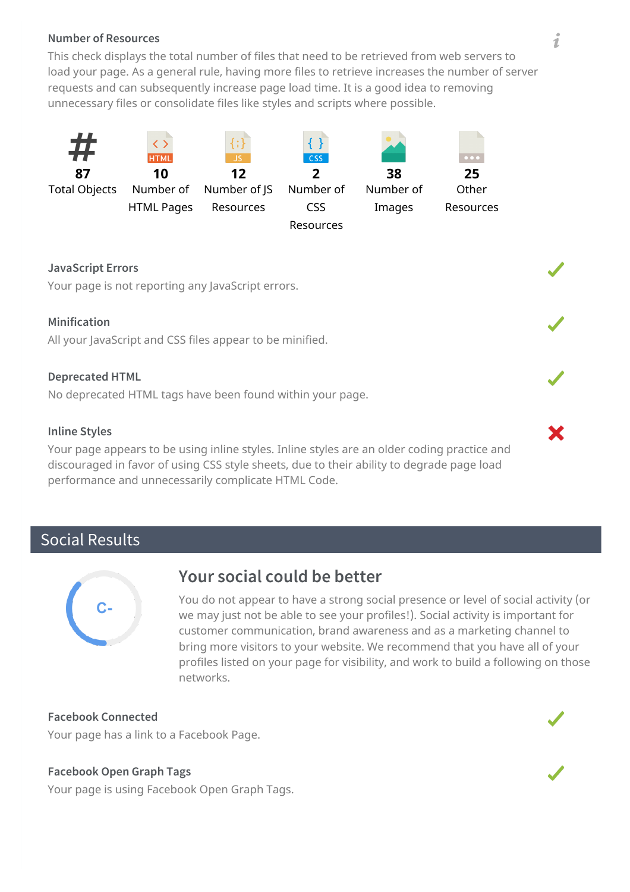### Number of Resources

This check displays the total number of files that need to be retrieved from web servers to load your page. As a general rule, having more files to retrieve increases the number of server requests and can subsequently increase page load time. It is a good idea to removing unnecessary files or consolidate files like styles and scripts where possible.

| 87 | 10 | 12 | 2 | 38 | 25 |
|---|---|---|---|---|---|
| Total Objects | Number of HTML Pages | Number of JS Resources | Number of CSS Resources | Number of Images | Other Resources |

### JavaScript Errors ✔

Your page is not reporting any JavaScript errors.

### Minification ✔

All your JavaScript and CSS files appear to be minified.

### Deprecated HTML ✔

No deprecated HTML tags have been found within your page.

### Inline Styles ✘

Your page appears to be using inline styles. Inline styles are an older coding practice and discouraged in favor of using CSS style sheets, due to their ability to degrade page load performance and unnecessarily complicate HTML Code.

## Social Results

C-

### Your social could be better

You do not appear to have a strong social presence or level of social activity (or we may just not be able to see your profiles!). Social activity is important for customer communication, brand awareness and as a marketing channel to bring more visitors to your website. We recommend that you have all of your profiles listed on your page for visibility, and work to build a following on those networks.

### Facebook Connected ✔

Your page has a link to a Facebook Page.

### Facebook Open Graph Tags ✔

Your page is using Facebook Open Graph Tags.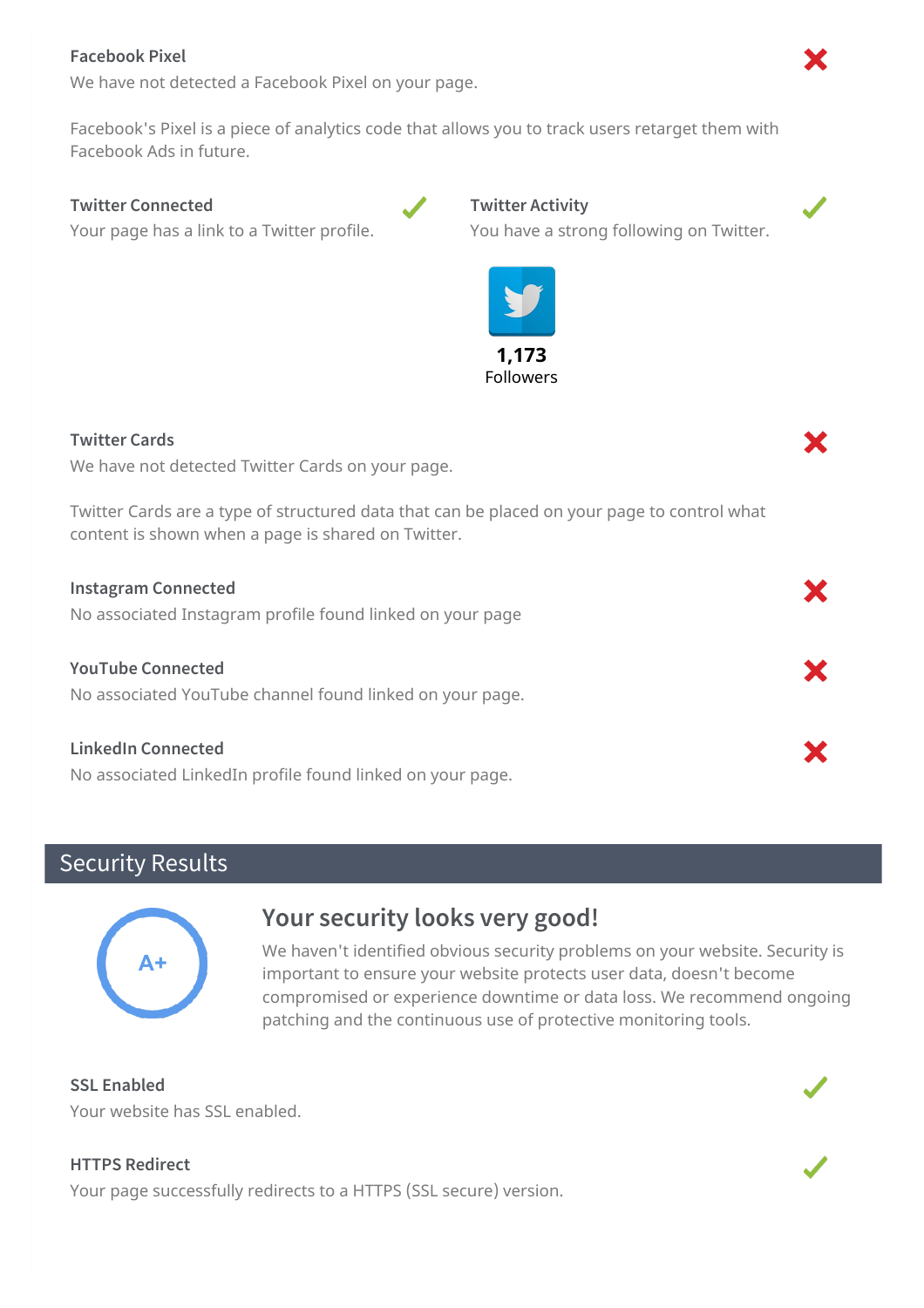**Facebook Pixel** ✗

We have not detected a Facebook Pixel on your page.

Facebook's Pixel is a piece of analytics code that allows you to track users retarget them with Facebook Ads in future.

**Twitter Connected** ✓

Your page has a link to a Twitter profile.

**Twitter Activity** ✓

You have a strong following on Twitter.

**1,173**
Followers

**Twitter Cards** ✗

We have not detected Twitter Cards on your page.

Twitter Cards are a type of structured data that can be placed on your page to control what content is shown when a page is shared on Twitter.

**Instagram Connected** ✗

No associated Instagram profile found linked on your page

**YouTube Connected** ✗

No associated YouTube channel found linked on your page.

**LinkedIn Connected** ✗

No associated LinkedIn profile found linked on your page.

## Security Results

A+

### Your security looks very good!

We haven't identified obvious security problems on your website. Security is important to ensure your website protects user data, doesn't become compromised or experience downtime or data loss. We recommend ongoing patching and the continuous use of protective monitoring tools.

**SSL Enabled** ✓

Your website has SSL enabled.

**HTTPS Redirect** ✓

Your page successfully redirects to a HTTPS (SSL secure) version.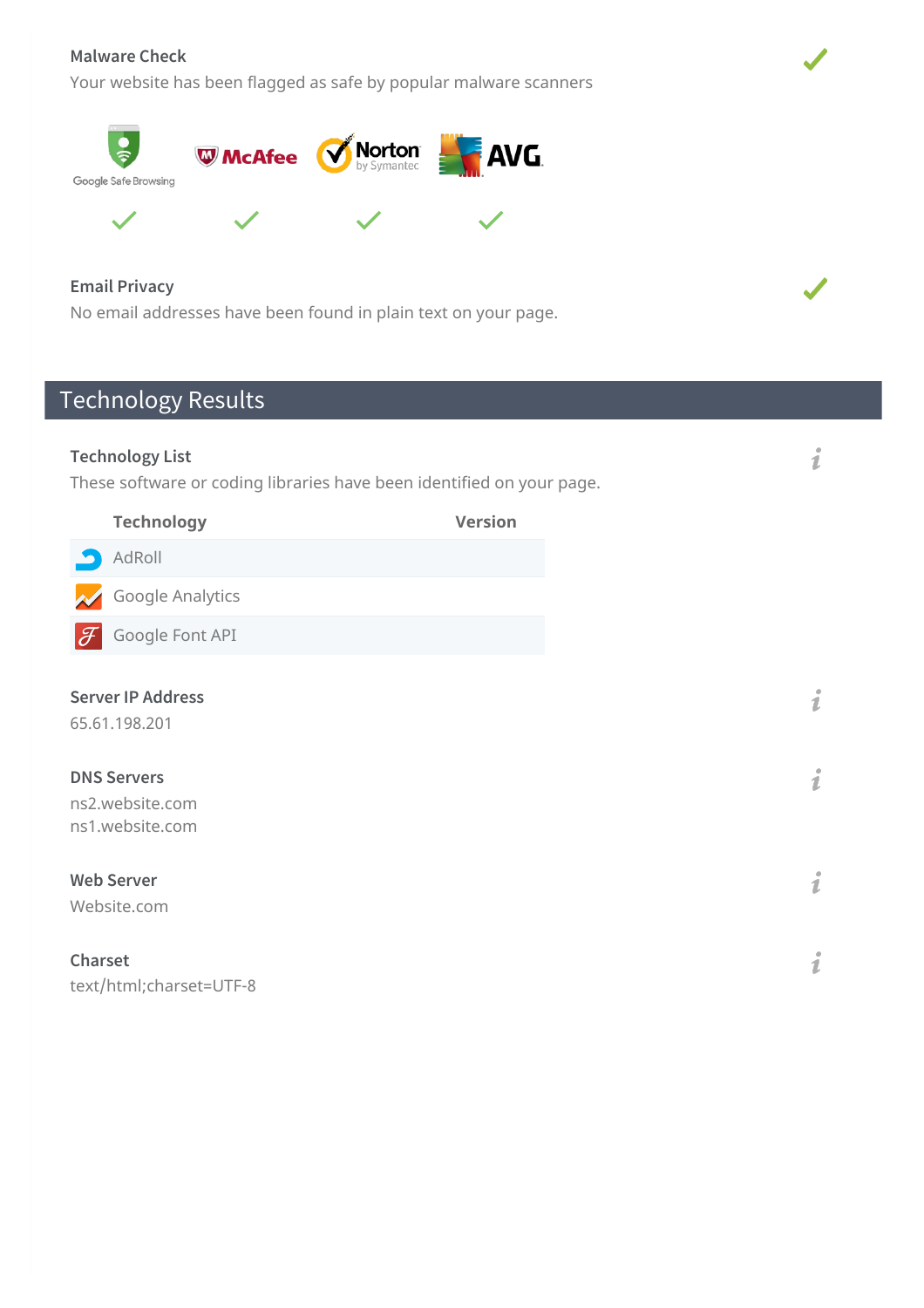### Malware Check

Your website has been flagged as safe by popular malware scanners

| Google Safe Browsing | McAfee | Norton by Symantec | AVG |
|---|---|---|---|
| ✓ | ✓ | ✓ | ✓ |

### Email Privacy

No email addresses have been found in plain text on your page.

## Technology Results

### Technology List

These software or coding libraries have been identified on your page.

| Technology | Version |
|---|---|
| AdRoll | |
| Google Analytics | |
| Google Font API | |

### Server IP Address

65.61.198.201

### DNS Servers

ns2.website.com
ns1.website.com

### Web Server

Website.com

### Charset

text/html;charset=UTF-8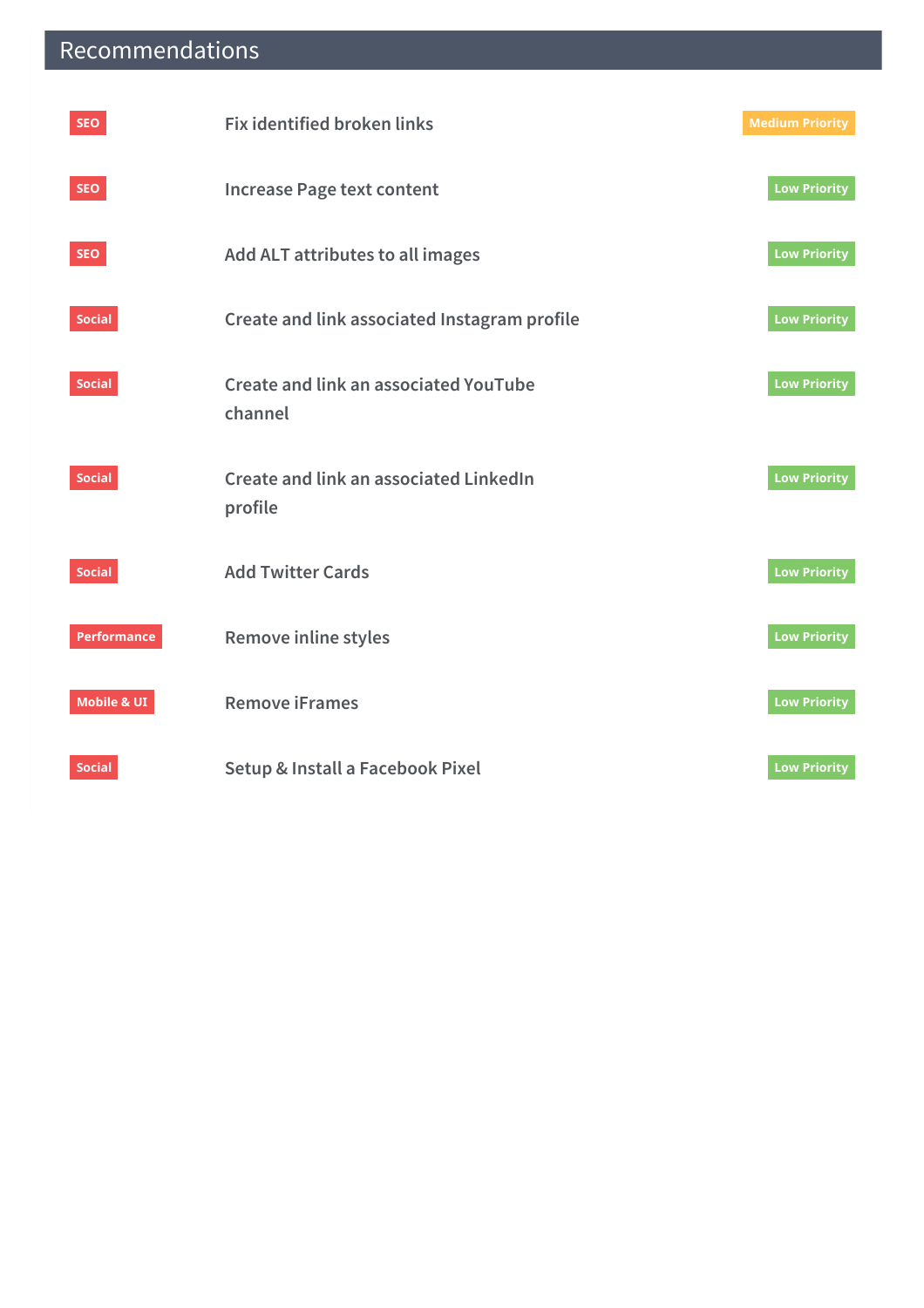## Recommendations

| | | |
|---|---|---|
| SEO | Fix identified broken links | Medium Priority |
| SEO | Increase Page text content | Low Priority |
| SEO | Add ALT attributes to all images | Low Priority |
| Social | Create and link associated Instagram profile | Low Priority |
| Social | Create and link an associated YouTube channel | Low Priority |
| Social | Create and link an associated LinkedIn profile | Low Priority |
| Social | Add Twitter Cards | Low Priority |
| Performance | Remove inline styles | Low Priority |
| Mobile & UI | Remove iFrames | Low Priority |
| Social | Setup & Install a Facebook Pixel | Low Priority |